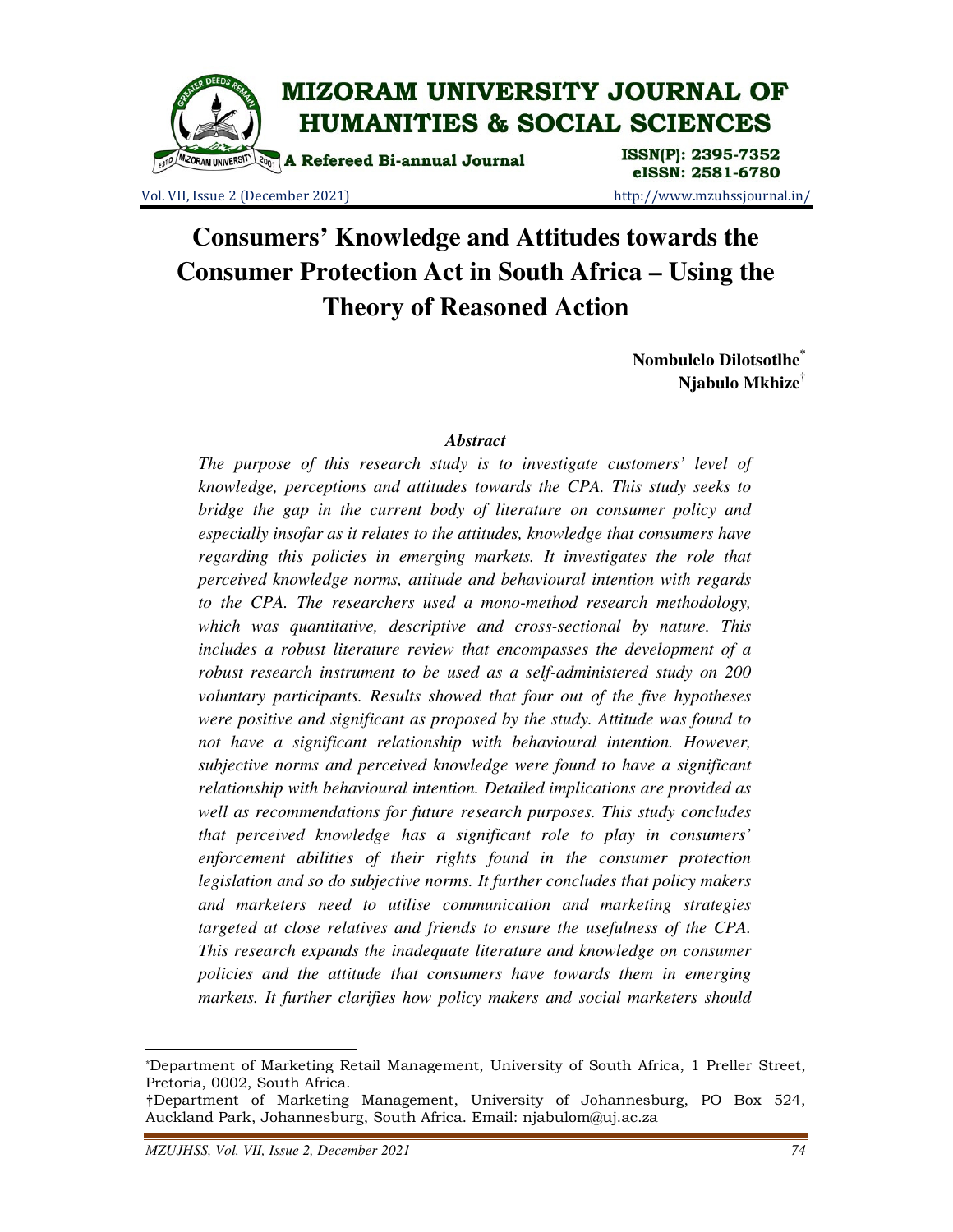# Consumers' Knowledge and Attitudes towards the Consumer Protection Act in South Africa – Using the Theory of Reasoned Action

**Nombulelo Dilotsotlhe**[*]
**Njabulo Mkhize**[†]

### *Abstract*

*The purpose of this research study is to investigate customers' level of knowledge, perceptions and attitudes towards the CPA. This study seeks to bridge the gap in the current body of literature on consumer policy and especially insofar as it relates to the attitudes, knowledge that consumers have regarding this policies in emerging markets. It investigates the role that perceived knowledge norms, attitude and behavioural intention with regards to the CPA. The researchers used a mono-method research methodology, which was quantitative, descriptive and cross-sectional by nature. This includes a robust literature review that encompasses the development of a robust research instrument to be used as a self-administered study on 200 voluntary participants. Results showed that four out of the five hypotheses were positive and significant as proposed by the study. Attitude was found to not have a significant relationship with behavioural intention. However, subjective norms and perceived knowledge were found to have a significant relationship with behavioural intention. Detailed implications are provided as well as recommendations for future research purposes. This study concludes that perceived knowledge has a significant role to play in consumers' enforcement abilities of their rights found in the consumer protection legislation and so do subjective norms. It further concludes that policy makers and marketers need to utilise communication and marketing strategies targeted at close relatives and friends to ensure the usefulness of the CPA. This research expands the inadequate literature and knowledge on consumer policies and the attitude that consumers have towards them in emerging markets. It further clarifies how policy makers and social marketers should*

---

[*] Department of Marketing Retail Management, University of South Africa, 1 Preller Street, Pretoria, 0002, South Africa.

[†] Department of Marketing Management, University of Johannesburg, PO Box 524, Auckland Park, Johannesburg, South Africa. Email: njabulom@uj.ac.za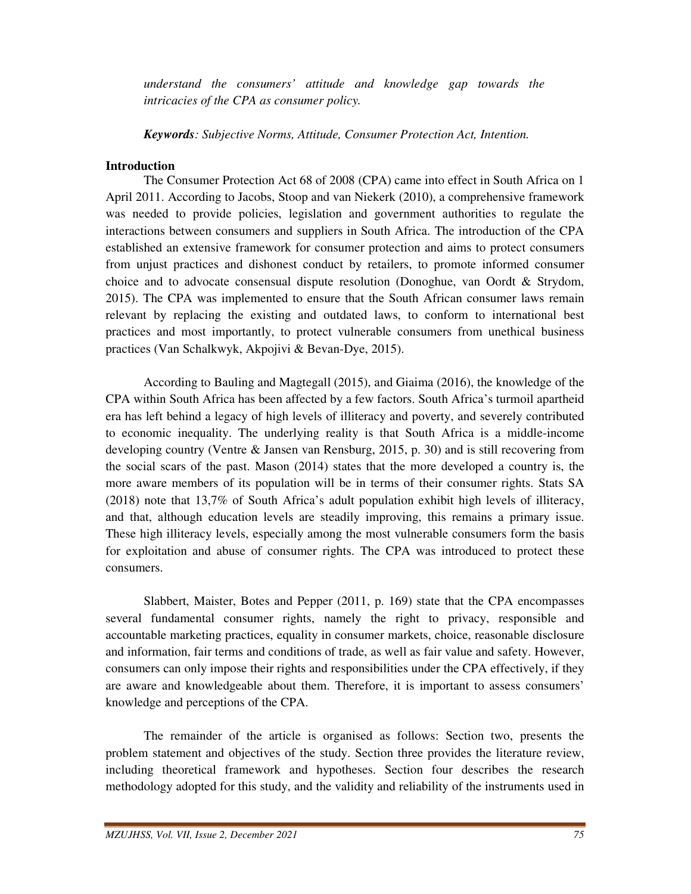*understand the consumers' attitude and knowledge gap towards the intricacies of the CPA as consumer policy.*

***Keywords**: Subjective Norms, Attitude, Consumer Protection Act, Intention.*

## Introduction

The Consumer Protection Act 68 of 2008 (CPA) came into effect in South Africa on 1 April 2011. According to Jacobs, Stoop and van Niekerk (2010), a comprehensive framework was needed to provide policies, legislation and government authorities to regulate the interactions between consumers and suppliers in South Africa. The introduction of the CPA established an extensive framework for consumer protection and aims to protect consumers from unjust practices and dishonest conduct by retailers, to promote informed consumer choice and to advocate consensual dispute resolution (Donoghue, van Oordt & Strydom, 2015). The CPA was implemented to ensure that the South African consumer laws remain relevant by replacing the existing and outdated laws, to conform to international best practices and most importantly, to protect vulnerable consumers from unethical business practices (Van Schalkwyk, Akpojivi & Bevan-Dye, 2015).

According to Bauling and Magtegall (2015), and Giaima (2016), the knowledge of the CPA within South Africa has been affected by a few factors. South Africa's turmoil apartheid era has left behind a legacy of high levels of illiteracy and poverty, and severely contributed to economic inequality. The underlying reality is that South Africa is a middle-income developing country (Ventre & Jansen van Rensburg, 2015, p. 30) and is still recovering from the social scars of the past. Mason (2014) states that the more developed a country is, the more aware members of its population will be in terms of their consumer rights. Stats SA (2018) note that 13,7% of South Africa's adult population exhibit high levels of illiteracy, and that, although education levels are steadily improving, this remains a primary issue. These high illiteracy levels, especially among the most vulnerable consumers form the basis for exploitation and abuse of consumer rights. The CPA was introduced to protect these consumers.

Slabbert, Maister, Botes and Pepper (2011, p. 169) state that the CPA encompasses several fundamental consumer rights, namely the right to privacy, responsible and accountable marketing practices, equality in consumer markets, choice, reasonable disclosure and information, fair terms and conditions of trade, as well as fair value and safety. However, consumers can only impose their rights and responsibilities under the CPA effectively, if they are aware and knowledgeable about them. Therefore, it is important to assess consumers' knowledge and perceptions of the CPA.

The remainder of the article is organised as follows: Section two, presents the problem statement and objectives of the study. Section three provides the literature review, including theoretical framework and hypotheses. Section four describes the research methodology adopted for this study, and the validity and reliability of the instruments used in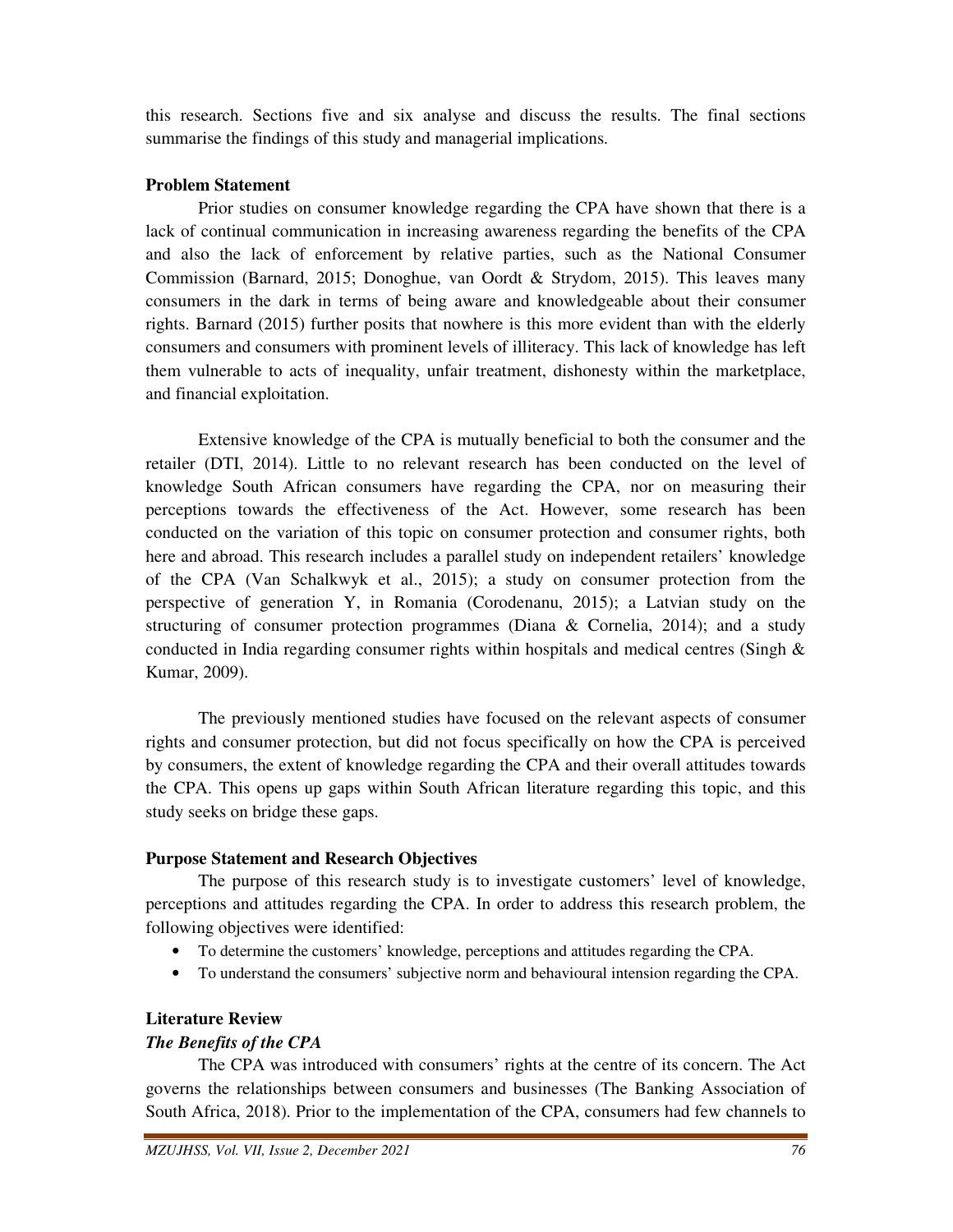this research. Sections five and six analyse and discuss the results. The final sections summarise the findings of this study and managerial implications.

**Problem Statement**

Prior studies on consumer knowledge regarding the CPA have shown that there is a lack of continual communication in increasing awareness regarding the benefits of the CPA and also the lack of enforcement by relative parties, such as the National Consumer Commission (Barnard, 2015; Donoghue, van Oordt & Strydom, 2015). This leaves many consumers in the dark in terms of being aware and knowledgeable about their consumer rights. Barnard (2015) further posits that nowhere is this more evident than with the elderly consumers and consumers with prominent levels of illiteracy. This lack of knowledge has left them vulnerable to acts of inequality, unfair treatment, dishonesty within the marketplace, and financial exploitation.

Extensive knowledge of the CPA is mutually beneficial to both the consumer and the retailer (DTI, 2014). Little to no relevant research has been conducted on the level of knowledge South African consumers have regarding the CPA, nor on measuring their perceptions towards the effectiveness of the Act. However, some research has been conducted on the variation of this topic on consumer protection and consumer rights, both here and abroad. This research includes a parallel study on independent retailers' knowledge of the CPA (Van Schalkwyk et al., 2015); a study on consumer protection from the perspective of generation Y, in Romania (Corodenanu, 2015); a Latvian study on the structuring of consumer protection programmes (Diana & Cornelia, 2014); and a study conducted in India regarding consumer rights within hospitals and medical centres (Singh & Kumar, 2009).

The previously mentioned studies have focused on the relevant aspects of consumer rights and consumer protection, but did not focus specifically on how the CPA is perceived by consumers, the extent of knowledge regarding the CPA and their overall attitudes towards the CPA. This opens up gaps within South African literature regarding this topic, and this study seeks on bridge these gaps.

**Purpose Statement and Research Objectives**

The purpose of this research study is to investigate customers' level of knowledge, perceptions and attitudes regarding the CPA. In order to address this research problem, the following objectives were identified:

- To determine the customers' knowledge, perceptions and attitudes regarding the CPA.
- To understand the consumers' subjective norm and behavioural intension regarding the CPA.

**Literature Review**

***The Benefits of the CPA***

The CPA was introduced with consumers' rights at the centre of its concern. The Act governs the relationships between consumers and businesses (The Banking Association of South Africa, 2018). Prior to the implementation of the CPA, consumers had few channels to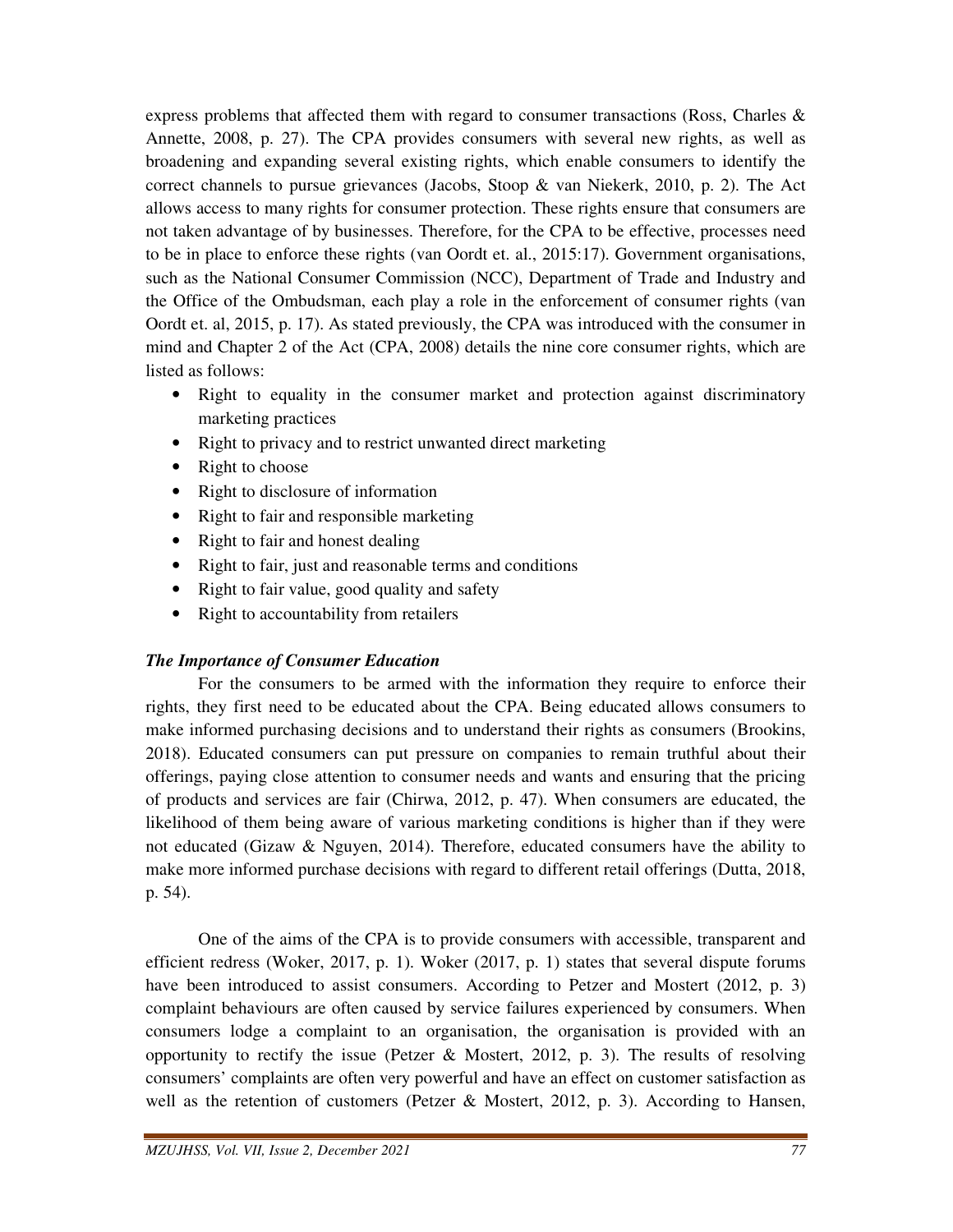express problems that affected them with regard to consumer transactions (Ross, Charles & Annette, 2008, p. 27). The CPA provides consumers with several new rights, as well as broadening and expanding several existing rights, which enable consumers to identify the correct channels to pursue grievances (Jacobs, Stoop & van Niekerk, 2010, p. 2). The Act allows access to many rights for consumer protection. These rights ensure that consumers are not taken advantage of by businesses. Therefore, for the CPA to be effective, processes need to be in place to enforce these rights (van Oordt et. al., 2015:17). Government organisations, such as the National Consumer Commission (NCC), Department of Trade and Industry and the Office of the Ombudsman, each play a role in the enforcement of consumer rights (van Oordt et. al, 2015, p. 17). As stated previously, the CPA was introduced with the consumer in mind and Chapter 2 of the Act (CPA, 2008) details the nine core consumer rights, which are listed as follows:

- Right to equality in the consumer market and protection against discriminatory marketing practices
- Right to privacy and to restrict unwanted direct marketing
- Right to choose
- Right to disclosure of information
- Right to fair and responsible marketing
- Right to fair and honest dealing
- Right to fair, just and reasonable terms and conditions
- Right to fair value, good quality and safety
- Right to accountability from retailers

### ***The Importance of Consumer Education***

For the consumers to be armed with the information they require to enforce their rights, they first need to be educated about the CPA. Being educated allows consumers to make informed purchasing decisions and to understand their rights as consumers (Brookins, 2018). Educated consumers can put pressure on companies to remain truthful about their offerings, paying close attention to consumer needs and wants and ensuring that the pricing of products and services are fair (Chirwa, 2012, p. 47). When consumers are educated, the likelihood of them being aware of various marketing conditions is higher than if they were not educated (Gizaw & Nguyen, 2014). Therefore, educated consumers have the ability to make more informed purchase decisions with regard to different retail offerings (Dutta, 2018, p. 54).

One of the aims of the CPA is to provide consumers with accessible, transparent and efficient redress (Woker, 2017, p. 1). Woker (2017, p. 1) states that several dispute forums have been introduced to assist consumers. According to Petzer and Mostert (2012, p. 3) complaint behaviours are often caused by service failures experienced by consumers. When consumers lodge a complaint to an organisation, the organisation is provided with an opportunity to rectify the issue (Petzer & Mostert, 2012, p. 3). The results of resolving consumers' complaints are often very powerful and have an effect on customer satisfaction as well as the retention of customers (Petzer & Mostert, 2012, p. 3). According to Hansen,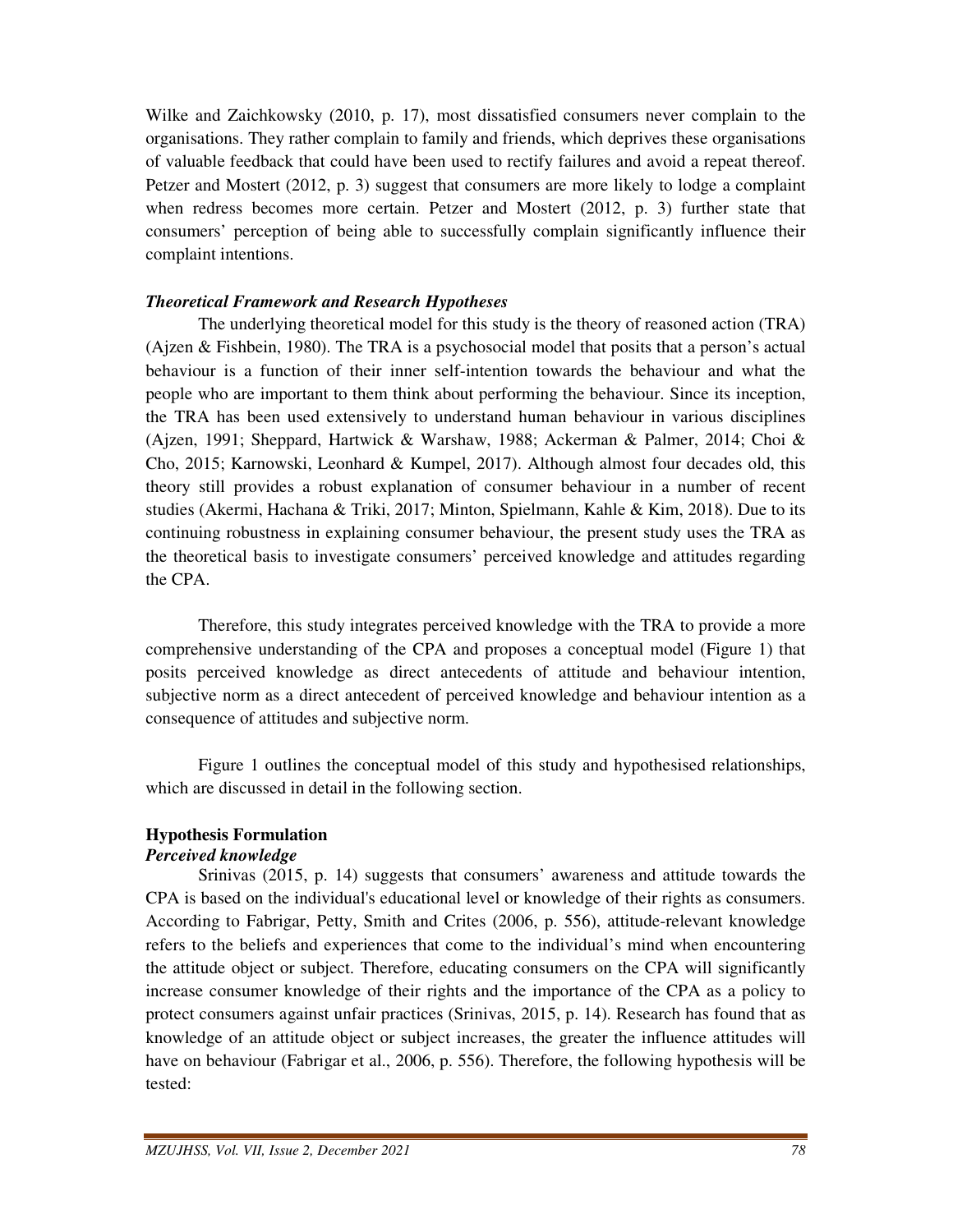Wilke and Zaichkowsky (2010, p. 17), most dissatisfied consumers never complain to the organisations. They rather complain to family and friends, which deprives these organisations of valuable feedback that could have been used to rectify failures and avoid a repeat thereof. Petzer and Mostert (2012, p. 3) suggest that consumers are more likely to lodge a complaint when redress becomes more certain. Petzer and Mostert (2012, p. 3) further state that consumers' perception of being able to successfully complain significantly influence their complaint intentions.

***Theoretical Framework and Research Hypotheses***

The underlying theoretical model for this study is the theory of reasoned action (TRA) (Ajzen & Fishbein, 1980). The TRA is a psychosocial model that posits that a person's actual behaviour is a function of their inner self-intention towards the behaviour and what the people who are important to them think about performing the behaviour. Since its inception, the TRA has been used extensively to understand human behaviour in various disciplines (Ajzen, 1991; Sheppard, Hartwick & Warshaw, 1988; Ackerman & Palmer, 2014; Choi & Cho, 2015; Karnowski, Leonhard & Kumpel, 2017). Although almost four decades old, this theory still provides a robust explanation of consumer behaviour in a number of recent studies (Akermi, Hachana & Triki, 2017; Minton, Spielmann, Kahle & Kim, 2018). Due to its continuing robustness in explaining consumer behaviour, the present study uses the TRA as the theoretical basis to investigate consumers' perceived knowledge and attitudes regarding the CPA.

Therefore, this study integrates perceived knowledge with the TRA to provide a more comprehensive understanding of the CPA and proposes a conceptual model (Figure 1) that posits perceived knowledge as direct antecedents of attitude and behaviour intention, subjective norm as a direct antecedent of perceived knowledge and behaviour intention as a consequence of attitudes and subjective norm.

Figure 1 outlines the conceptual model of this study and hypothesised relationships, which are discussed in detail in the following section.

**Hypothesis Formulation**

***Perceived knowledge***

Srinivas (2015, p. 14) suggests that consumers' awareness and attitude towards the CPA is based on the individual's educational level or knowledge of their rights as consumers. According to Fabrigar, Petty, Smith and Crites (2006, p. 556), attitude-relevant knowledge refers to the beliefs and experiences that come to the individual's mind when encountering the attitude object or subject. Therefore, educating consumers on the CPA will significantly increase consumer knowledge of their rights and the importance of the CPA as a policy to protect consumers against unfair practices (Srinivas, 2015, p. 14). Research has found that as knowledge of an attitude object or subject increases, the greater the influence attitudes will have on behaviour (Fabrigar et al., 2006, p. 556). Therefore, the following hypothesis will be tested: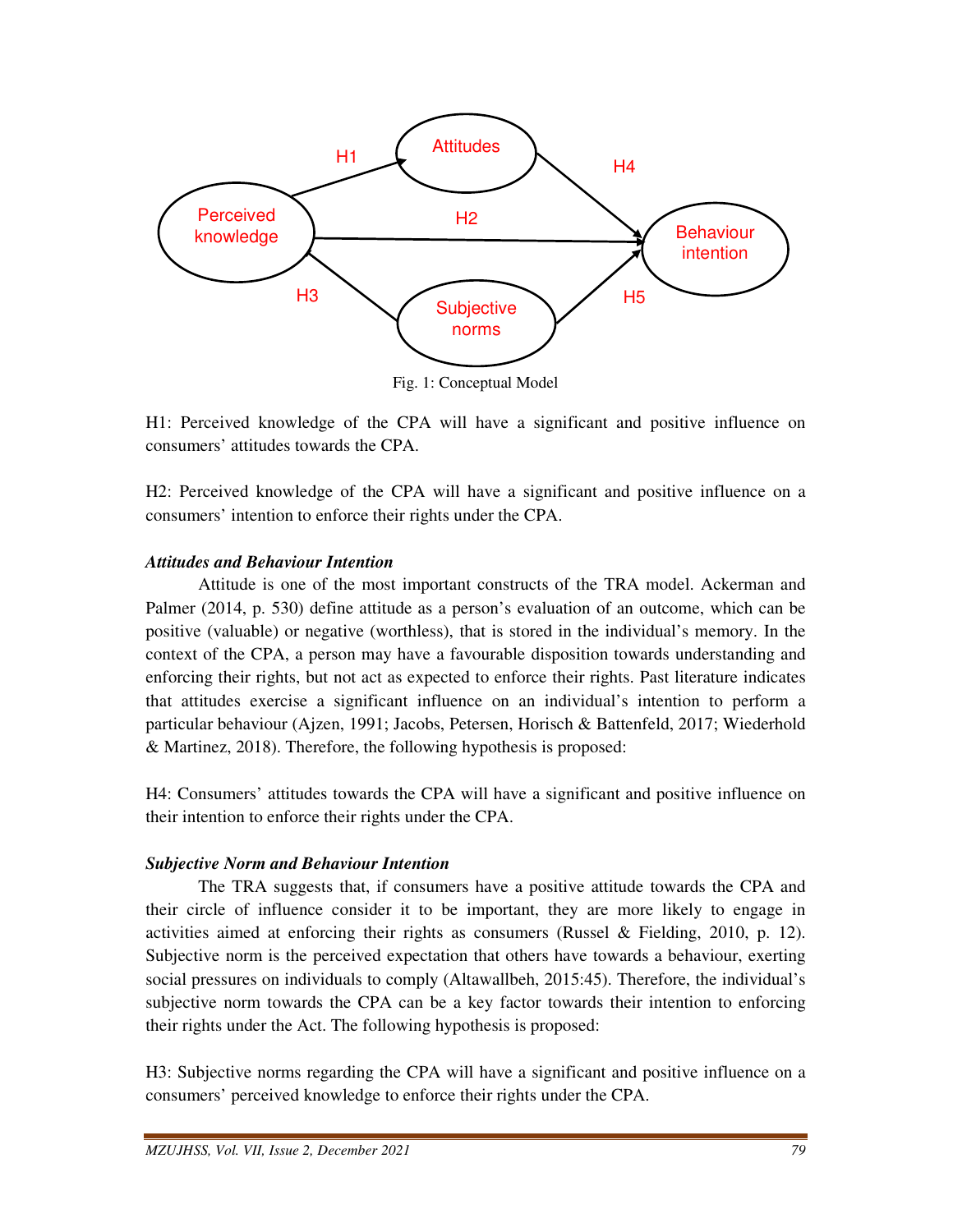Fig. 1: Conceptual Model

H1: Perceived knowledge of the CPA will have a significant and positive influence on consumers' attitudes towards the CPA.

H2: Perceived knowledge of the CPA will have a significant and positive influence on a consumers' intention to enforce their rights under the CPA.

***Attitudes and Behaviour Intention***

Attitude is one of the most important constructs of the TRA model. Ackerman and Palmer (2014, p. 530) define attitude as a person's evaluation of an outcome, which can be positive (valuable) or negative (worthless), that is stored in the individual's memory. In the context of the CPA, a person may have a favourable disposition towards understanding and enforcing their rights, but not act as expected to enforce their rights. Past literature indicates that attitudes exercise a significant influence on an individual's intention to perform a particular behaviour (Ajzen, 1991; Jacobs, Petersen, Horisch & Battenfeld, 2017; Wiederhold & Martinez, 2018). Therefore, the following hypothesis is proposed:

H4: Consumers' attitudes towards the CPA will have a significant and positive influence on their intention to enforce their rights under the CPA.

***Subjective Norm and Behaviour Intention***

The TRA suggests that, if consumers have a positive attitude towards the CPA and their circle of influence consider it to be important, they are more likely to engage in activities aimed at enforcing their rights as consumers (Russel & Fielding, 2010, p. 12). Subjective norm is the perceived expectation that others have towards a behaviour, exerting social pressures on individuals to comply (Altawallbeh, 2015:45). Therefore, the individual's subjective norm towards the CPA can be a key factor towards their intention to enforcing their rights under the Act. The following hypothesis is proposed:

H3: Subjective norms regarding the CPA will have a significant and positive influence on a consumers' perceived knowledge to enforce their rights under the CPA.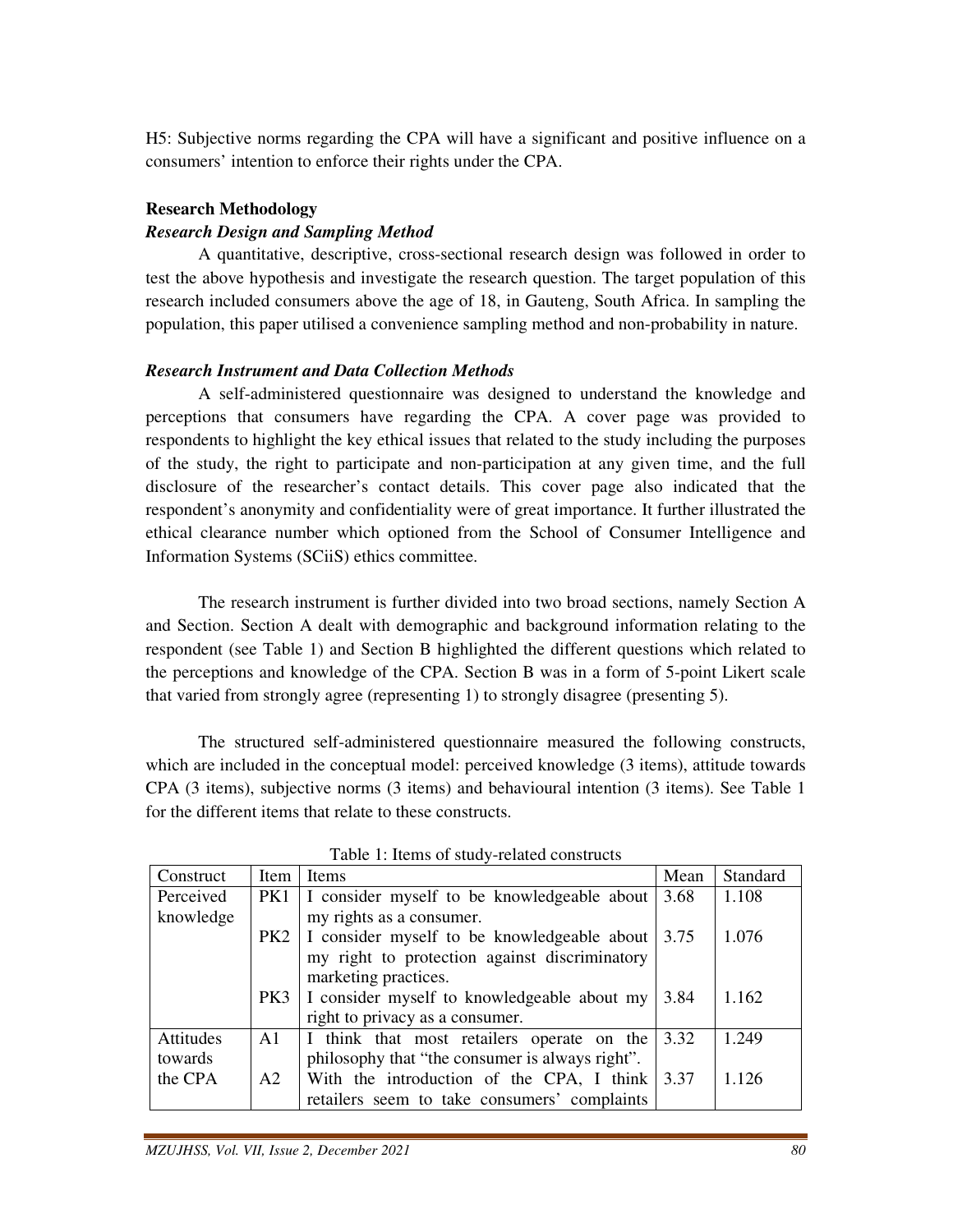H5: Subjective norms regarding the CPA will have a significant and positive influence on a consumers' intention to enforce their rights under the CPA.

## Research Methodology

### *Research Design and Sampling Method*

A quantitative, descriptive, cross-sectional research design was followed in order to test the above hypothesis and investigate the research question. The target population of this research included consumers above the age of 18, in Gauteng, South Africa. In sampling the population, this paper utilised a convenience sampling method and non-probability in nature.

### *Research Instrument and Data Collection Methods*

A self-administered questionnaire was designed to understand the knowledge and perceptions that consumers have regarding the CPA. A cover page was provided to respondents to highlight the key ethical issues that related to the study including the purposes of the study, the right to participate and non-participation at any given time, and the full disclosure of the researcher's contact details. This cover page also indicated that the respondent's anonymity and confidentiality were of great importance. It further illustrated the ethical clearance number which optioned from the School of Consumer Intelligence and Information Systems (SCiiS) ethics committee.

The research instrument is further divided into two broad sections, namely Section A and Section. Section A dealt with demographic and background information relating to the respondent (see Table 1) and Section B highlighted the different questions which related to the perceptions and knowledge of the CPA. Section B was in a form of 5-point Likert scale that varied from strongly agree (representing 1) to strongly disagree (presenting 5).

The structured self-administered questionnaire measured the following constructs, which are included in the conceptual model: perceived knowledge (3 items), attitude towards CPA (3 items), subjective norms (3 items) and behavioural intention (3 items). See Table 1 for the different items that relate to these constructs.

Table 1: Items of study-related constructs

| Construct | Item | Items | Mean | Standard |
|---|---|---|---|---|
| Perceived knowledge | PK1 | I consider myself to be knowledgeable about my rights as a consumer. | 3.68 | 1.108 |
| | PK2 | I consider myself to be knowledgeable about my right to protection against discriminatory marketing practices. | 3.75 | 1.076 |
| | PK3 | I consider myself to knowledgeable about my right to privacy as a consumer. | 3.84 | 1.162 |
| Attitudes towards the CPA | A1 | I think that most retailers operate on the philosophy that "the consumer is always right". | 3.32 | 1.249 |
| | A2 | With the introduction of the CPA, I think retailers seem to take consumers' complaints | 3.37 | 1.126 |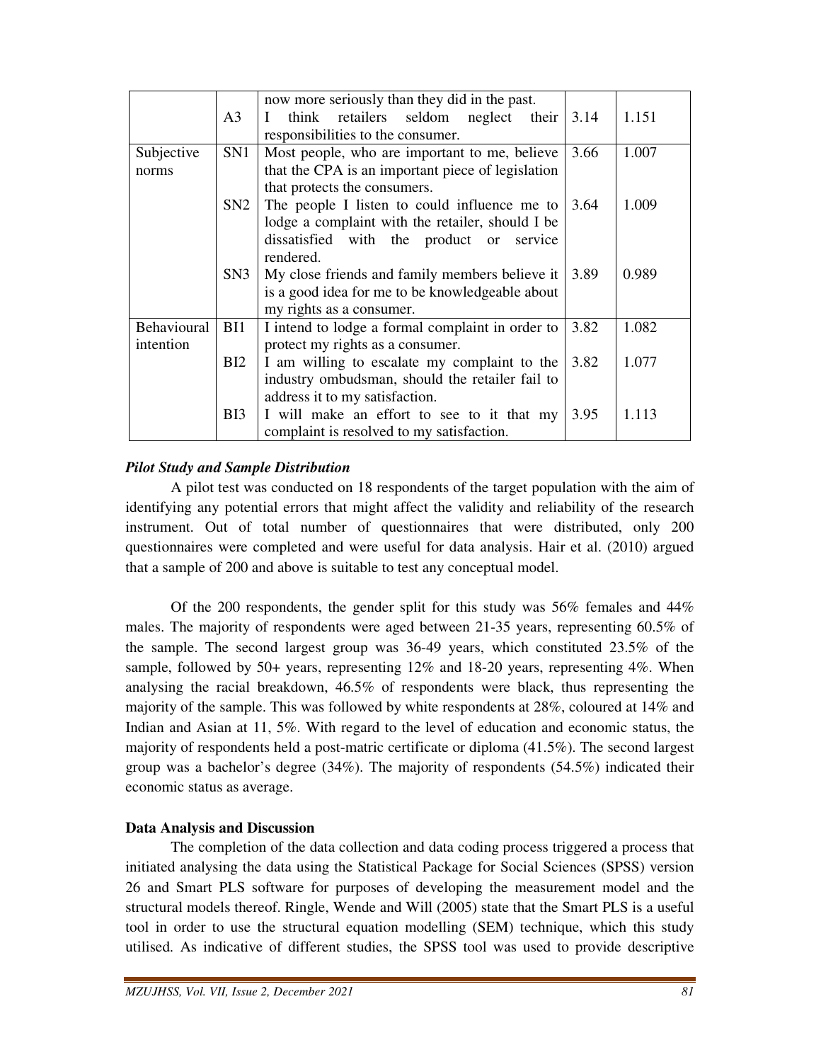| | | now more seriously than they did in the past. | | |
|---|---|---|---|---|
| | A3 | I think retailers seldom neglect their responsibilities to the consumer. | 3.14 | 1.151 |
| Subjective norms | SN1 | Most people, who are important to me, believe that the CPA is an important piece of legislation that protects the consumers. | 3.66 | 1.007 |
| | SN2 | The people I listen to could influence me to lodge a complaint with the retailer, should I be dissatisfied with the product or service rendered. | 3.64 | 1.009 |
| | SN3 | My close friends and family members believe it is a good idea for me to be knowledgeable about my rights as a consumer. | 3.89 | 0.989 |
| Behavioural intention | BI1 | I intend to lodge a formal complaint in order to protect my rights as a consumer. | 3.82 | 1.082 |
| | BI2 | I am willing to escalate my complaint to the industry ombudsman, should the retailer fail to address it to my satisfaction. | 3.82 | 1.077 |
| | BI3 | I will make an effort to see to it that my complaint is resolved to my satisfaction. | 3.95 | 1.113 |

***Pilot Study and Sample Distribution***

A pilot test was conducted on 18 respondents of the target population with the aim of identifying any potential errors that might affect the validity and reliability of the research instrument. Out of total number of questionnaires that were distributed, only 200 questionnaires were completed and were useful for data analysis. Hair et al. (2010) argued that a sample of 200 and above is suitable to test any conceptual model.

Of the 200 respondents, the gender split for this study was 56% females and 44% males. The majority of respondents were aged between 21-35 years, representing 60.5% of the sample. The second largest group was 36-49 years, which constituted 23.5% of the sample, followed by 50+ years, representing 12% and 18-20 years, representing 4%. When analysing the racial breakdown, 46.5% of respondents were black, thus representing the majority of the sample. This was followed by white respondents at 28%, coloured at 14% and Indian and Asian at 11, 5%. With regard to the level of education and economic status, the majority of respondents held a post-matric certificate or diploma (41.5%). The second largest group was a bachelor's degree (34%). The majority of respondents (54.5%) indicated their economic status as average.

**Data Analysis and Discussion**

The completion of the data collection and data coding process triggered a process that initiated analysing the data using the Statistical Package for Social Sciences (SPSS) version 26 and Smart PLS software for purposes of developing the measurement model and the structural models thereof. Ringle, Wende and Will (2005) state that the Smart PLS is a useful tool in order to use the structural equation modelling (SEM) technique, which this study utilised. As indicative of different studies, the SPSS tool was used to provide descriptive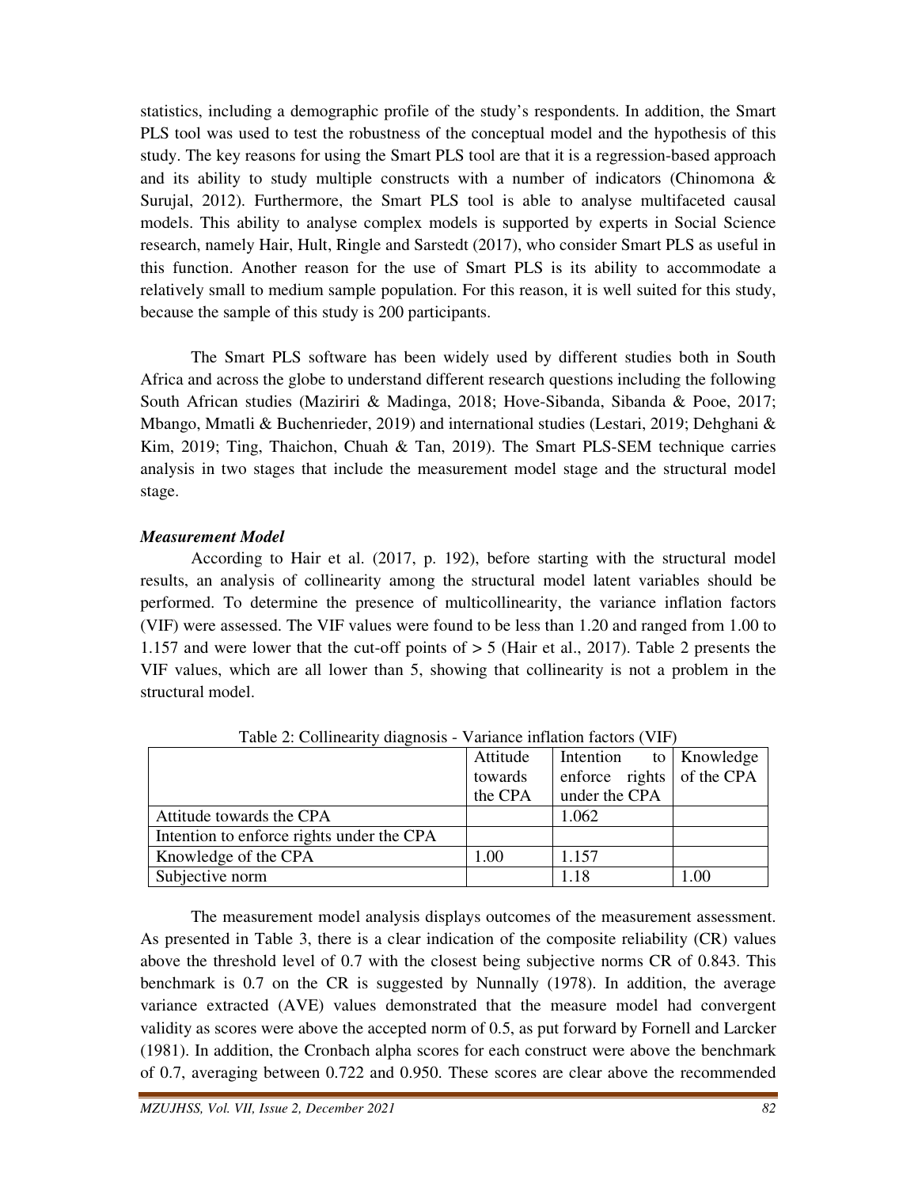statistics, including a demographic profile of the study's respondents. In addition, the Smart PLS tool was used to test the robustness of the conceptual model and the hypothesis of this study. The key reasons for using the Smart PLS tool are that it is a regression-based approach and its ability to study multiple constructs with a number of indicators (Chinomona & Surujal, 2012). Furthermore, the Smart PLS tool is able to analyse multifaceted causal models. This ability to analyse complex models is supported by experts in Social Science research, namely Hair, Hult, Ringle and Sarstedt (2017), who consider Smart PLS as useful in this function. Another reason for the use of Smart PLS is its ability to accommodate a relatively small to medium sample population. For this reason, it is well suited for this study, because the sample of this study is 200 participants.

The Smart PLS software has been widely used by different studies both in South Africa and across the globe to understand different research questions including the following South African studies (Maziriri & Madinga, 2018; Hove-Sibanda, Sibanda & Pooe, 2017; Mbango, Mmatli & Buchenrieder, 2019) and international studies (Lestari, 2019; Dehghani & Kim, 2019; Ting, Thaichon, Chuah & Tan, 2019). The Smart PLS-SEM technique carries analysis in two stages that include the measurement model stage and the structural model stage.

***Measurement Model***

According to Hair et al. (2017, p. 192), before starting with the structural model results, an analysis of collinearity among the structural model latent variables should be performed. To determine the presence of multicollinearity, the variance inflation factors (VIF) were assessed. The VIF values were found to be less than 1.20 and ranged from 1.00 to 1.157 and were lower that the cut-off points of > 5 (Hair et al., 2017). Table 2 presents the VIF values, which are all lower than 5, showing that collinearity is not a problem in the structural model.

Table 2: Collinearity diagnosis - Variance inflation factors (VIF)

| | Attitude towards the CPA | Intention to enforce rights under the CPA | Knowledge of the CPA |
|---|---|---|---|
| Attitude towards the CPA | | 1.062 | |
| Intention to enforce rights under the CPA | | | |
| Knowledge of the CPA | 1.00 | 1.157 | |
| Subjective norm | | 1.18 | 1.00 |

The measurement model analysis displays outcomes of the measurement assessment. As presented in Table 3, there is a clear indication of the composite reliability (CR) values above the threshold level of 0.7 with the closest being subjective norms CR of 0.843. This benchmark is 0.7 on the CR is suggested by Nunnally (1978). In addition, the average variance extracted (AVE) values demonstrated that the measure model had convergent validity as scores were above the accepted norm of 0.5, as put forward by Fornell and Larcker (1981). In addition, the Cronbach alpha scores for each construct were above the benchmark of 0.7, averaging between 0.722 and 0.950. These scores are clear above the recommended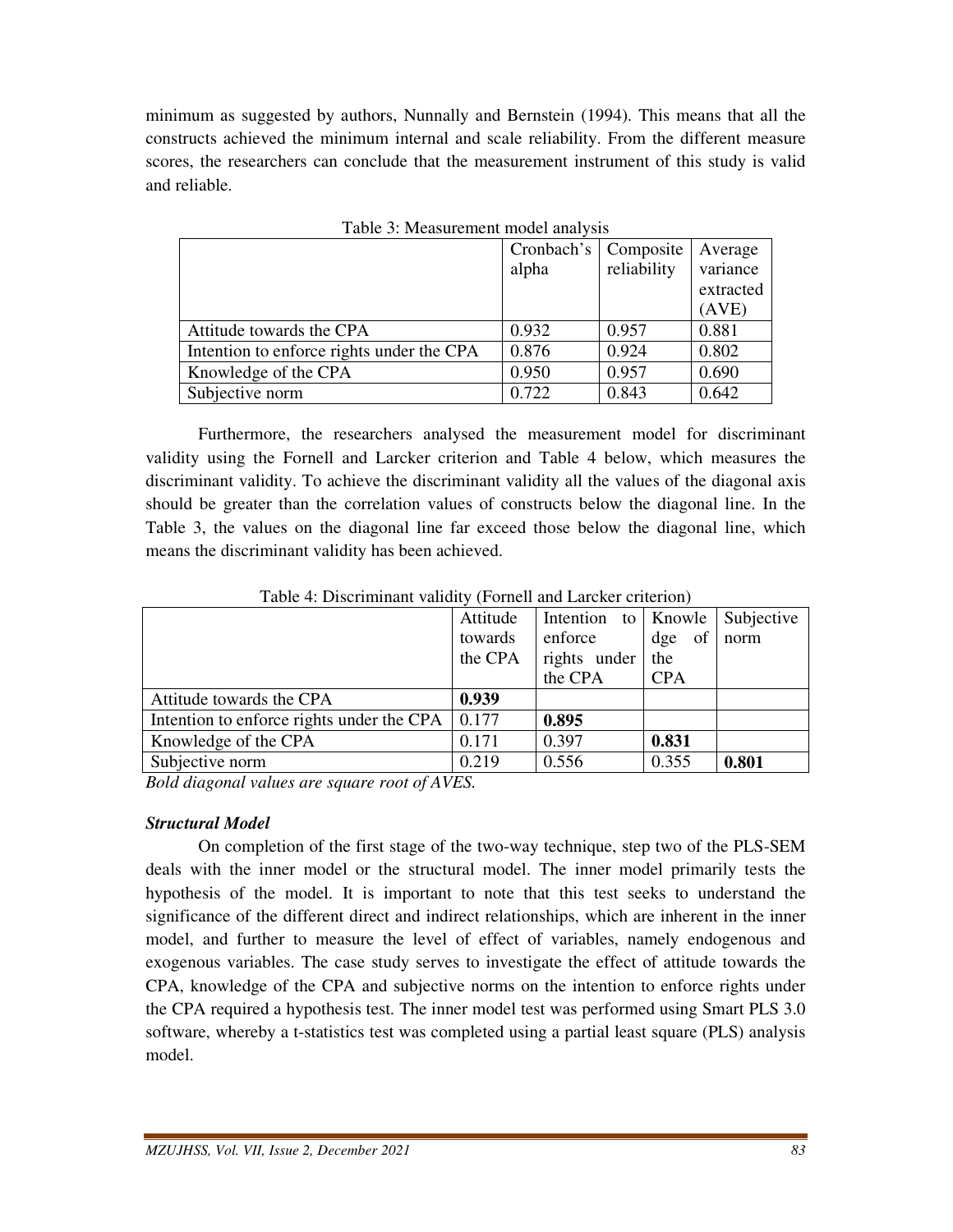minimum as suggested by authors, Nunnally and Bernstein (1994). This means that all the constructs achieved the minimum internal and scale reliability. From the different measure scores, the researchers can conclude that the measurement instrument of this study is valid and reliable.

Table 3: Measurement model analysis

| | Cronbach's alpha | Composite reliability | Average variance extracted (AVE) |
|---|---|---|---|
| Attitude towards the CPA | 0.932 | 0.957 | 0.881 |
| Intention to enforce rights under the CPA | 0.876 | 0.924 | 0.802 |
| Knowledge of the CPA | 0.950 | 0.957 | 0.690 |
| Subjective norm | 0.722 | 0.843 | 0.642 |

Furthermore, the researchers analysed the measurement model for discriminant validity using the Fornell and Larcker criterion and Table 4 below, which measures the discriminant validity. To achieve the discriminant validity all the values of the diagonal axis should be greater than the correlation values of constructs below the diagonal line. In the Table 3, the values on the diagonal line far exceed those below the diagonal line, which means the discriminant validity has been achieved.

Table 4: Discriminant validity (Fornell and Larcker criterion)

| | Attitude towards the CPA | Intention to enforce rights under the CPA | Knowledge of the CPA | Subjective norm |
|---|---|---|---|---|
| Attitude towards the CPA | **0.939** | | | |
| Intention to enforce rights under the CPA | 0.177 | **0.895** | | |
| Knowledge of the CPA | 0.171 | 0.397 | **0.831** | |
| Subjective norm | 0.219 | 0.556 | 0.355 | **0.801** |

*Bold diagonal values are square root of AVES.*

### *Structural Model*

On completion of the first stage of the two-way technique, step two of the PLS-SEM deals with the inner model or the structural model. The inner model primarily tests the hypothesis of the model. It is important to note that this test seeks to understand the significance of the different direct and indirect relationships, which are inherent in the inner model, and further to measure the level of effect of variables, namely endogenous and exogenous variables. The case study serves to investigate the effect of attitude towards the CPA, knowledge of the CPA and subjective norms on the intention to enforce rights under the CPA required a hypothesis test. The inner model test was performed using Smart PLS 3.0 software, whereby a t-statistics test was completed using a partial least square (PLS) analysis model.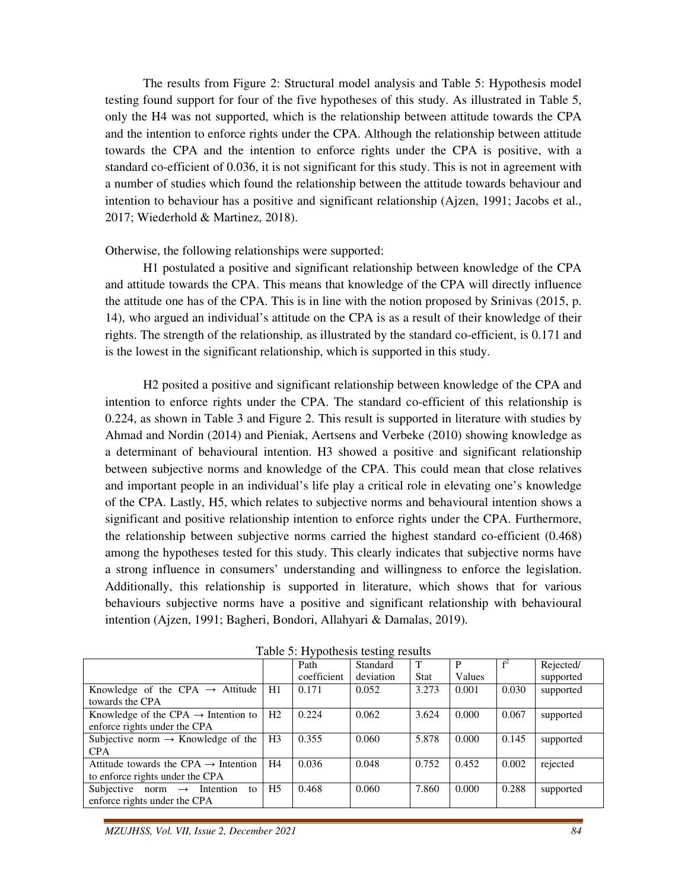The results from Figure 2: Structural model analysis and Table 5: Hypothesis model testing found support for four of the five hypotheses of this study. As illustrated in Table 5, only the H4 was not supported, which is the relationship between attitude towards the CPA and the intention to enforce rights under the CPA. Although the relationship between attitude towards the CPA and the intention to enforce rights under the CPA is positive, with a standard co-efficient of 0.036, it is not significant for this study. This is not in agreement with a number of studies which found the relationship between the attitude towards behaviour and intention to behaviour has a positive and significant relationship (Ajzen, 1991; Jacobs et al., 2017; Wiederhold & Martinez, 2018).

Otherwise, the following relationships were supported:

H1 postulated a positive and significant relationship between knowledge of the CPA and attitude towards the CPA. This means that knowledge of the CPA will directly influence the attitude one has of the CPA. This is in line with the notion proposed by Srinivas (2015, p. 14), who argued an individual's attitude on the CPA is as a result of their knowledge of their rights. The strength of the relationship, as illustrated by the standard co-efficient, is 0.171 and is the lowest in the significant relationship, which is supported in this study.

H2 posited a positive and significant relationship between knowledge of the CPA and intention to enforce rights under the CPA. The standard co-efficient of this relationship is 0.224, as shown in Table 3 and Figure 2. This result is supported in literature with studies by Ahmad and Nordin (2014) and Pieniak, Aertsens and Verbeke (2010) showing knowledge as a determinant of behavioural intention. H3 showed a positive and significant relationship between subjective norms and knowledge of the CPA. This could mean that close relatives and important people in an individual's life play a critical role in elevating one's knowledge of the CPA. Lastly, H5, which relates to subjective norms and behavioural intention shows a significant and positive relationship intention to enforce rights under the CPA. Furthermore, the relationship between subjective norms carried the highest standard co-efficient (0.468) among the hypotheses tested for this study. This clearly indicates that subjective norms have a strong influence in consumers' understanding and willingness to enforce the legislation. Additionally, this relationship is supported in literature, which shows that for various behaviours subjective norms have a positive and significant relationship with behavioural intention (Ajzen, 1991; Bagheri, Bondori, Allahyari & Damalas, 2019).

Table 5: Hypothesis testing results

| | | Path coefficient | Standard deviation | T Stat | P Values | $f^2$ | Rejected/ supported |
|---|---|---|---|---|---|---|---|
| Knowledge of the CPA → Attitude towards the CPA | H1 | 0.171 | 0.052 | 3.273 | 0.001 | 0.030 | supported |
| Knowledge of the CPA → Intention to enforce rights under the CPA | H2 | 0.224 | 0.062 | 3.624 | 0.000 | 0.067 | supported |
| Subjective norm → Knowledge of the CPA | H3 | 0.355 | 0.060 | 5.878 | 0.000 | 0.145 | supported |
| Attitude towards the CPA → Intention to enforce rights under the CPA | H4 | 0.036 | 0.048 | 0.752 | 0.452 | 0.002 | rejected |
| Subjective norm → Intention to enforce rights under the CPA | H5 | 0.468 | 0.060 | 7.860 | 0.000 | 0.288 | supported |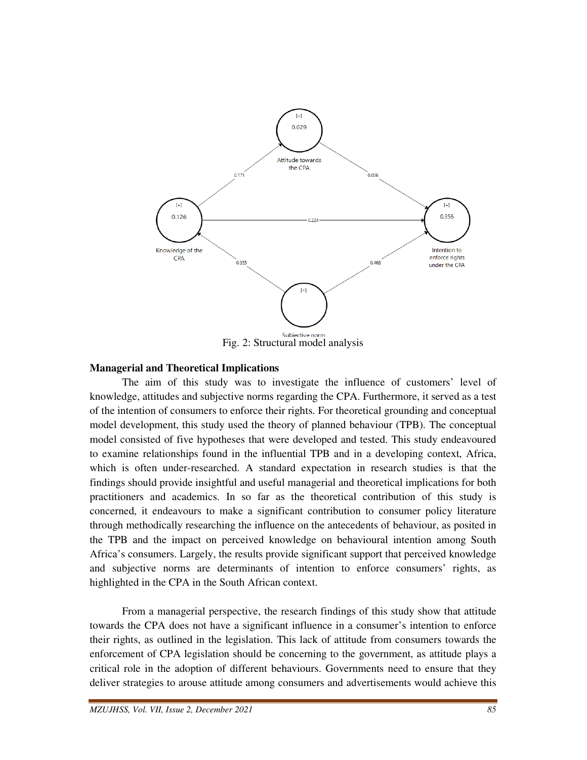Fig. 2: Structural model analysis

**Managerial and Theoretical Implications**

The aim of this study was to investigate the influence of customers' level of knowledge, attitudes and subjective norms regarding the CPA. Furthermore, it served as a test of the intention of consumers to enforce their rights. For theoretical grounding and conceptual model development, this study used the theory of planned behaviour (TPB). The conceptual model consisted of five hypotheses that were developed and tested. This study endeavoured to examine relationships found in the influential TPB and in a developing context, Africa, which is often under-researched. A standard expectation in research studies is that the findings should provide insightful and useful managerial and theoretical implications for both practitioners and academics. In so far as the theoretical contribution of this study is concerned, it endeavours to make a significant contribution to consumer policy literature through methodically researching the influence on the antecedents of behaviour, as posited in the TPB and the impact on perceived knowledge on behavioural intention among South Africa's consumers. Largely, the results provide significant support that perceived knowledge and subjective norms are determinants of intention to enforce consumers' rights, as highlighted in the CPA in the South African context.

From a managerial perspective, the research findings of this study show that attitude towards the CPA does not have a significant influence in a consumer's intention to enforce their rights, as outlined in the legislation. This lack of attitude from consumers towards the enforcement of CPA legislation should be concerning to the government, as attitude plays a critical role in the adoption of different behaviours. Governments need to ensure that they deliver strategies to arouse attitude among consumers and advertisements would achieve this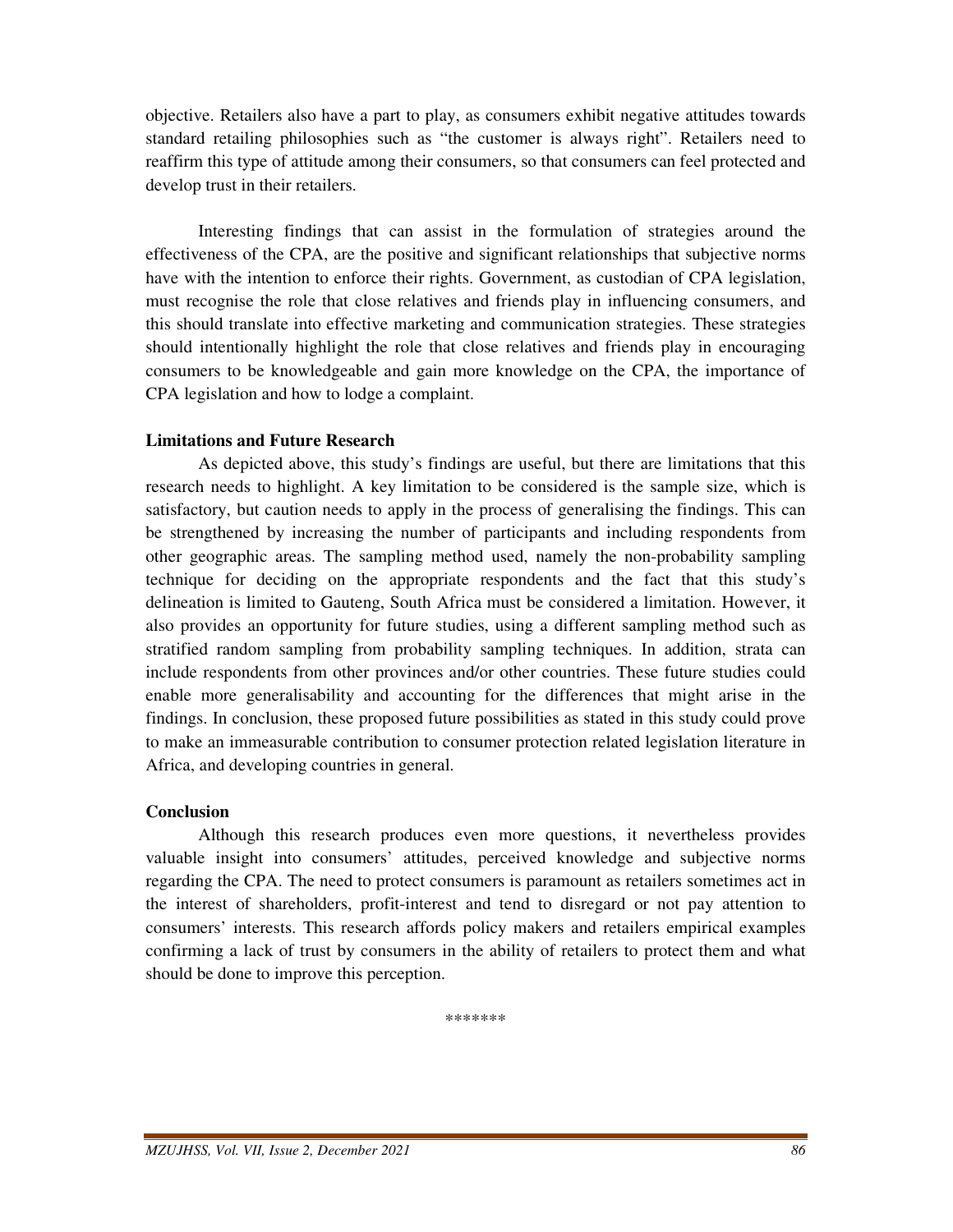objective. Retailers also have a part to play, as consumers exhibit negative attitudes towards standard retailing philosophies such as "the customer is always right". Retailers need to reaffirm this type of attitude among their consumers, so that consumers can feel protected and develop trust in their retailers.

Interesting findings that can assist in the formulation of strategies around the effectiveness of the CPA, are the positive and significant relationships that subjective norms have with the intention to enforce their rights. Government, as custodian of CPA legislation, must recognise the role that close relatives and friends play in influencing consumers, and this should translate into effective marketing and communication strategies. These strategies should intentionally highlight the role that close relatives and friends play in encouraging consumers to be knowledgeable and gain more knowledge on the CPA, the importance of CPA legislation and how to lodge a complaint.

**Limitations and Future Research**

As depicted above, this study's findings are useful, but there are limitations that this research needs to highlight. A key limitation to be considered is the sample size, which is satisfactory, but caution needs to apply in the process of generalising the findings. This can be strengthened by increasing the number of participants and including respondents from other geographic areas. The sampling method used, namely the non-probability sampling technique for deciding on the appropriate respondents and the fact that this study's delineation is limited to Gauteng, South Africa must be considered a limitation. However, it also provides an opportunity for future studies, using a different sampling method such as stratified random sampling from probability sampling techniques. In addition, strata can include respondents from other provinces and/or other countries. These future studies could enable more generalisability and accounting for the differences that might arise in the findings. In conclusion, these proposed future possibilities as stated in this study could prove to make an immeasurable contribution to consumer protection related legislation literature in Africa, and developing countries in general.

**Conclusion**

Although this research produces even more questions, it nevertheless provides valuable insight into consumers' attitudes, perceived knowledge and subjective norms regarding the CPA. The need to protect consumers is paramount as retailers sometimes act in the interest of shareholders, profit-interest and tend to disregard or not pay attention to consumers' interests. This research affords policy makers and retailers empirical examples confirming a lack of trust by consumers in the ability of retailers to protect them and what should be done to improve this perception.

*******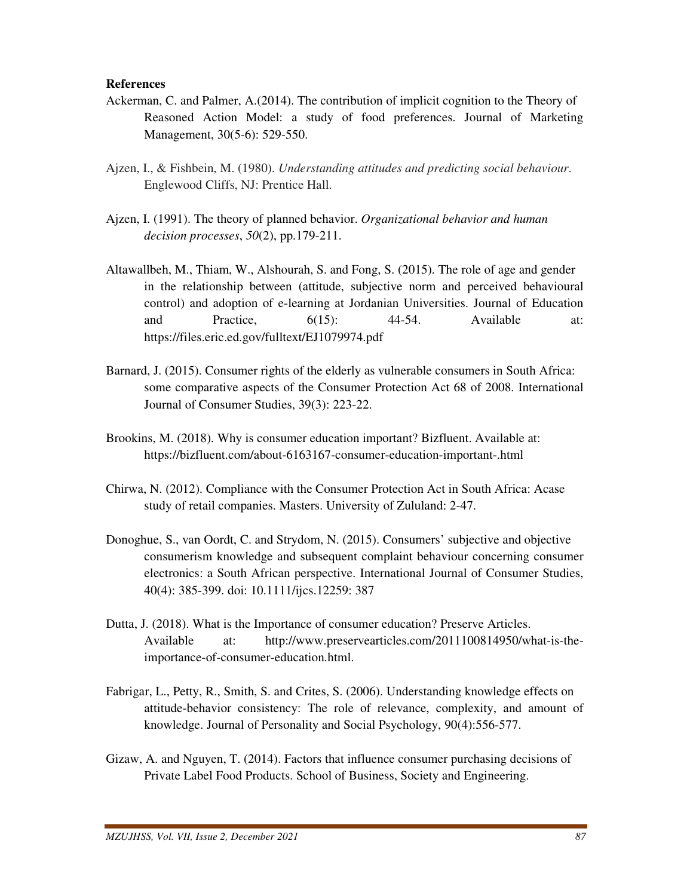**References**

Ackerman, C. and Palmer, A.(2014). The contribution of implicit cognition to the Theory of Reasoned Action Model: a study of food preferences. Journal of Marketing Management, 30(5-6): 529-550.

Ajzen, I., & Fishbein, M. (1980). *Understanding attitudes and predicting social behaviour*. Englewood Cliffs, NJ: Prentice Hall.

Ajzen, I. (1991). The theory of planned behavior. *Organizational behavior and human decision processes*, *50*(2), pp.179-211.

Altawallbeh, M., Thiam, W., Alshourah, S. and Fong, S. (2015). The role of age and gender in the relationship between (attitude, subjective norm and perceived behavioural control) and adoption of e-learning at Jordanian Universities. Journal of Education and Practice, 6(15): 44-54. Available at: https://files.eric.ed.gov/fulltext/EJ1079974.pdf

Barnard, J. (2015). Consumer rights of the elderly as vulnerable consumers in South Africa: some comparative aspects of the Consumer Protection Act 68 of 2008. International Journal of Consumer Studies, 39(3): 223-22.

Brookins, M. (2018). Why is consumer education important? Bizfluent. Available at: https://bizfluent.com/about-6163167-consumer-education-important-.html

Chirwa, N. (2012). Compliance with the Consumer Protection Act in South Africa: Acase study of retail companies. Masters. University of Zululand: 2-47.

Donoghue, S., van Oordt, C. and Strydom, N. (2015). Consumers' subjective and objective consumerism knowledge and subsequent complaint behaviour concerning consumer electronics: a South African perspective. International Journal of Consumer Studies, 40(4): 385-399. doi: 10.1111/ijcs.12259: 387

Dutta, J. (2018). What is the Importance of consumer education? Preserve Articles. Available at: http://www.preservearticles.com/2011100814950/what-is-the-importance-of-consumer-education.html.

Fabrigar, L., Petty, R., Smith, S. and Crites, S. (2006). Understanding knowledge effects on attitude-behavior consistency: The role of relevance, complexity, and amount of knowledge. Journal of Personality and Social Psychology, 90(4):556-577.

Gizaw, A. and Nguyen, T. (2014). Factors that influence consumer purchasing decisions of Private Label Food Products. School of Business, Society and Engineering.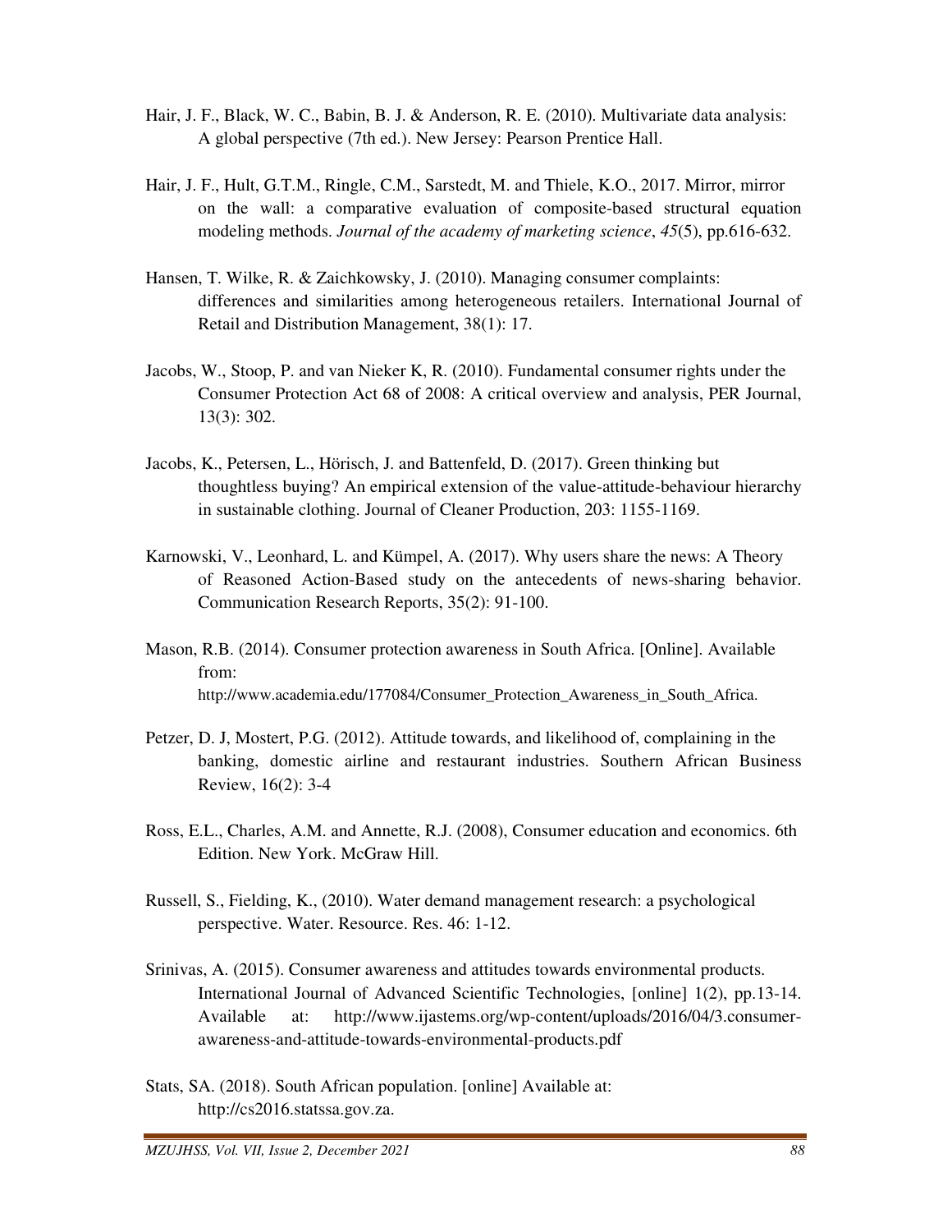Hair, J. F., Black, W. C., Babin, B. J. & Anderson, R. E. (2010). Multivariate data analysis: A global perspective (7th ed.). New Jersey: Pearson Prentice Hall.

Hair, J. F., Hult, G.T.M., Ringle, C.M., Sarstedt, M. and Thiele, K.O., 2017. Mirror, mirror on the wall: a comparative evaluation of composite-based structural equation modeling methods. *Journal of the academy of marketing science*, *45*(5), pp.616-632.

Hansen, T. Wilke, R. & Zaichkowsky, J. (2010). Managing consumer complaints: differences and similarities among heterogeneous retailers. International Journal of Retail and Distribution Management, 38(1): 17.

Jacobs, W., Stoop, P. and van Nieker K, R. (2010). Fundamental consumer rights under the Consumer Protection Act 68 of 2008: A critical overview and analysis, PER Journal, 13(3): 302.

Jacobs, K., Petersen, L., Hörisch, J. and Battenfeld, D. (2017). Green thinking but thoughtless buying? An empirical extension of the value-attitude-behaviour hierarchy in sustainable clothing. Journal of Cleaner Production, 203: 1155-1169.

Karnowski, V., Leonhard, L. and Kümpel, A. (2017). Why users share the news: A Theory of Reasoned Action-Based study on the antecedents of news-sharing behavior. Communication Research Reports, 35(2): 91-100.

Mason, R.B. (2014). Consumer protection awareness in South Africa. [Online]. Available from: http://www.academia.edu/177084/Consumer_Protection_Awareness_in_South_Africa.

Petzer, D. J, Mostert, P.G. (2012). Attitude towards, and likelihood of, complaining in the banking, domestic airline and restaurant industries. Southern African Business Review, 16(2): 3-4

Ross, E.L., Charles, A.M. and Annette, R.J. (2008), Consumer education and economics. 6th Edition. New York. McGraw Hill.

Russell, S., Fielding, K., (2010). Water demand management research: a psychological perspective. Water. Resource. Res. 46: 1-12.

Srinivas, A. (2015). Consumer awareness and attitudes towards environmental products. International Journal of Advanced Scientific Technologies, [online] 1(2), pp.13-14. Available at: http://www.ijastems.org/wp-content/uploads/2016/04/3.consumer-awareness-and-attitude-towards-environmental-products.pdf

Stats, SA. (2018). South African population. [online] Available at: http://cs2016.statssa.gov.za.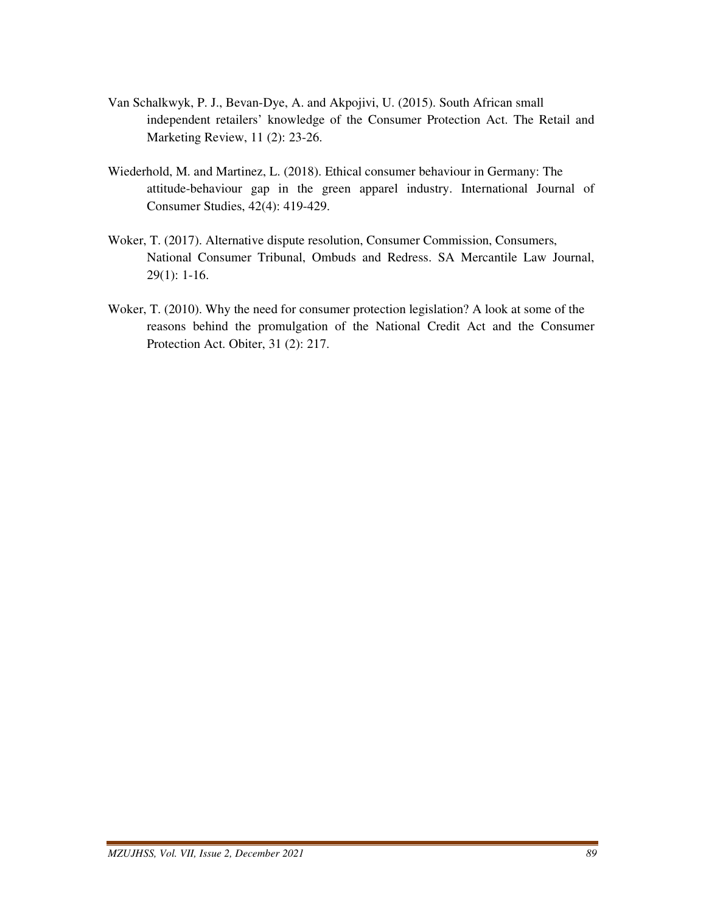Van Schalkwyk, P. J., Bevan-Dye, A. and Akpojivi, U. (2015). South African small independent retailers' knowledge of the Consumer Protection Act. The Retail and Marketing Review, 11 (2): 23-26.

Wiederhold, M. and Martinez, L. (2018). Ethical consumer behaviour in Germany: The attitude-behaviour gap in the green apparel industry. International Journal of Consumer Studies, 42(4): 419-429.

Woker, T. (2017). Alternative dispute resolution, Consumer Commission, Consumers, National Consumer Tribunal, Ombuds and Redress. SA Mercantile Law Journal, 29(1): 1-16.

Woker, T. (2010). Why the need for consumer protection legislation? A look at some of the reasons behind the promulgation of the National Credit Act and the Consumer Protection Act. Obiter, 31 (2): 217.